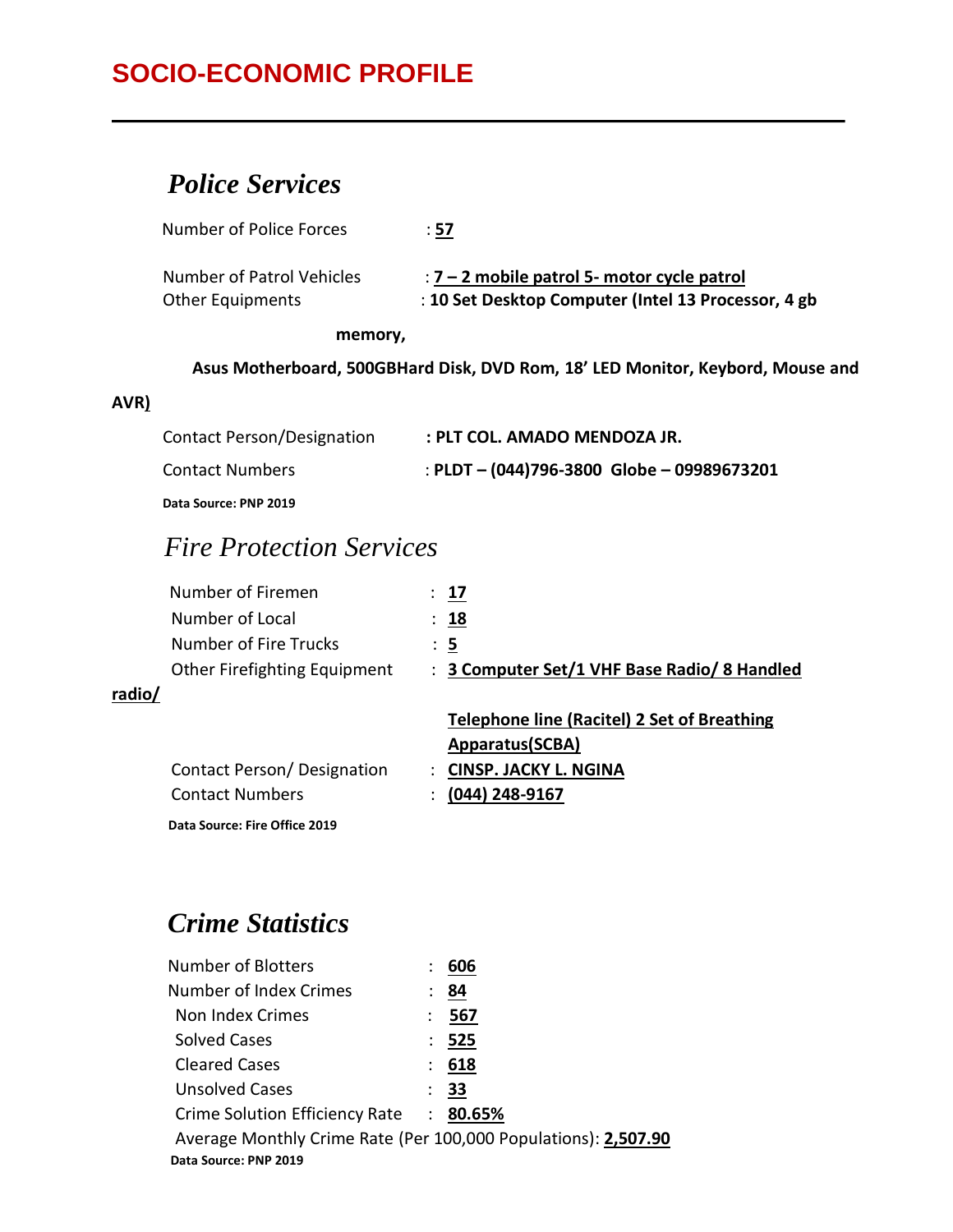# SOCIO-ECONOMIC PROFILE

---

## *Police Services*

Number of Police Forces : **57**

Number of Patrol Vehicles : **7 – 2 mobile patrol 5- motor cycle patrol**

Other Equipments : **10 Set Desktop Computer (Intel 13 Processor, 4 gb memory, Asus Motherboard, 500GBHard Disk, DVD Rom, 18' LED Monitor, Keybord, Mouse and AVR)**

Contact Person/Designation : **PLT COL. AMADO MENDOZA JR.**

Contact Numbers : **PLDT – (044)796-3800 Globe – 09989673201**

**Data Source: PNP 2019**

## *Fire Protection Services*

Number of Firemen : **17**

Number of Local : **18**

Number of Fire Trucks : **5**

Other Firefighting Equipment : **3 Computer Set/1 VHF Base Radio/ 8 Handled radio/ Telephone line (Racitel) 2 Set of Breathing Apparatus(SCBA)**

Contact Person/ Designation : **CINSP. JACKY L. NGINA**

Contact Numbers : **(044) 248-9167**

**Data Source: Fire Office 2019**

## *Crime Statistics*

Number of Blotters : **606**

Number of Index Crimes : **84**

Non Index Crimes : **567**

Solved Cases : **525**

Cleared Cases : **618**

Unsolved Cases : **33**

Crime Solution Efficiency Rate : **80.65%**

Average Monthly Crime Rate (Per 100,000 Populations): **2,507.90**

**Data Source: PNP 2019**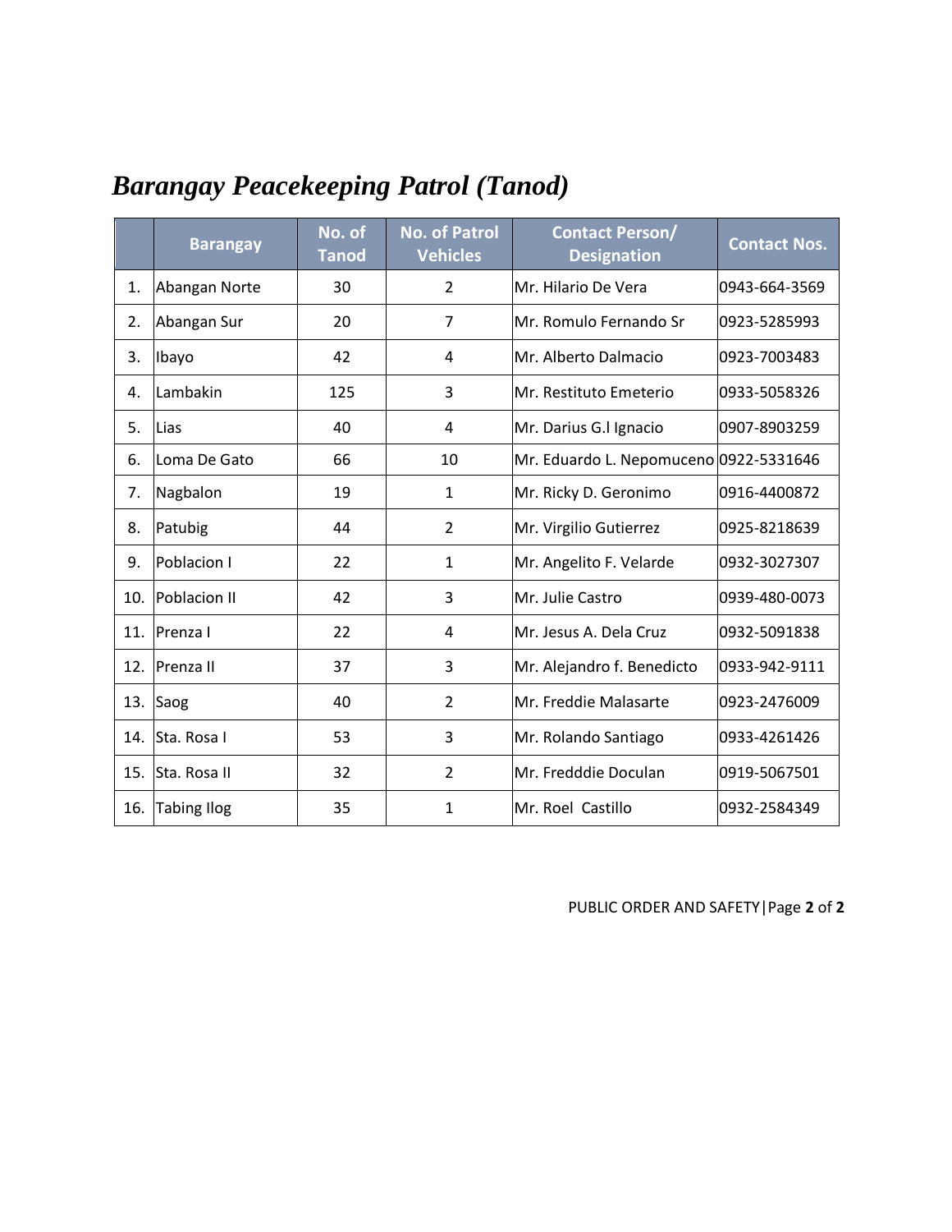## *Barangay Peacekeeping Patrol (Tanod)*

| | Barangay | No. of Tanod | No. of Patrol Vehicles | Contact Person/ Designation | Contact Nos. |
|---|---|---|---|---|---|
| 1. | Abangan Norte | 30 | 2 | Mr. Hilario De Vera | 0943-664-3569 |
| 2. | Abangan Sur | 20 | 7 | Mr. Romulo Fernando Sr | 0923-5285993 |
| 3. | Ibayo | 42 | 4 | Mr. Alberto Dalmacio | 0923-7003483 |
| 4. | Lambakin | 125 | 3 | Mr. Restituto Emeterio | 0933-5058326 |
| 5. | Lias | 40 | 4 | Mr. Darius G.l Ignacio | 0907-8903259 |
| 6. | Loma De Gato | 66 | 10 | Mr. Eduardo L. Nepomuceno | 0922-5331646 |
| 7. | Nagbalon | 19 | 1 | Mr. Ricky D. Geronimo | 0916-4400872 |
| 8. | Patubig | 44 | 2 | Mr. Virgilio Gutierrez | 0925-8218639 |
| 9. | Poblacion I | 22 | 1 | Mr. Angelito F. Velarde | 0932-3027307 |
| 10. | Poblacion II | 42 | 3 | Mr. Julie Castro | 0939-480-0073 |
| 11. | Prenza I | 22 | 4 | Mr. Jesus A. Dela Cruz | 0932-5091838 |
| 12. | Prenza II | 37 | 3 | Mr. Alejandro f. Benedicto | 0933-942-9111 |
| 13. | Saog | 40 | 2 | Mr. Freddie Malasarte | 0923-2476009 |
| 14. | Sta. Rosa I | 53 | 3 | Mr. Rolando Santiago | 0933-4261426 |
| 15. | Sta. Rosa II | 32 | 2 | Mr. Fredddie Doculan | 0919-5067501 |
| 16. | Tabing Ilog | 35 | 1 | Mr. Roel Castillo | 0932-2584349 |